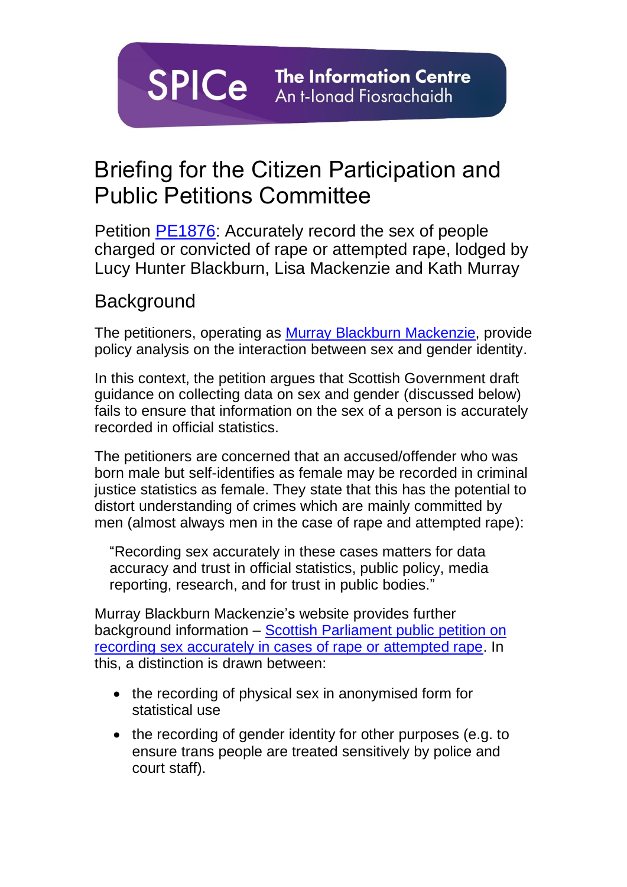SPICe The Information Centre
An t-Ionad Fiosrachaidh

# Briefing for the Citizen Participation and Public Petitions Committee

Petition PE1876: Accurately record the sex of people charged or convicted of rape or attempted rape, lodged by Lucy Hunter Blackburn, Lisa Mackenzie and Kath Murray

## Background

The petitioners, operating as Murray Blackburn Mackenzie, provide policy analysis on the interaction between sex and gender identity.

In this context, the petition argues that Scottish Government draft guidance on collecting data on sex and gender (discussed below) fails to ensure that information on the sex of a person is accurately recorded in official statistics.

The petitioners are concerned that an accused/offender who was born male but self-identifies as female may be recorded in criminal justice statistics as female. They state that this has the potential to distort understanding of crimes which are mainly committed by men (almost always men in the case of rape and attempted rape):

> "Recording sex accurately in these cases matters for data accuracy and trust in official statistics, public policy, media reporting, research, and for trust in public bodies."

Murray Blackburn Mackenzie's website provides further background information – Scottish Parliament public petition on recording sex accurately in cases of rape or attempted rape. In this, a distinction is drawn between:

- the recording of physical sex in anonymised form for statistical use
- the recording of gender identity for other purposes (e.g. to ensure trans people are treated sensitively by police and court staff).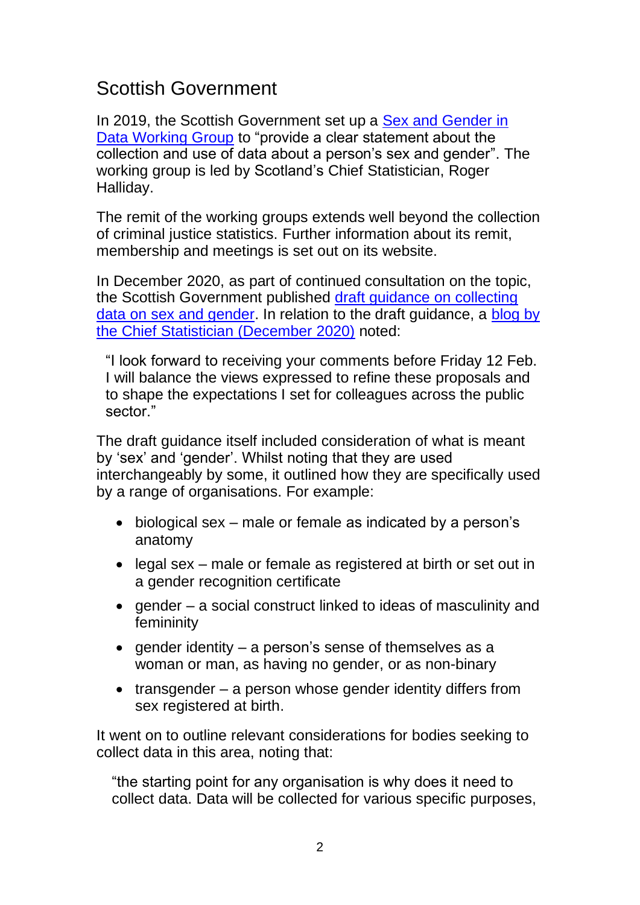## Scottish Government

In 2019, the Scottish Government set up a [Sex and Gender in Data Working Group] to "provide a clear statement about the collection and use of data about a person's sex and gender". The working group is led by Scotland's Chief Statistician, Roger Halliday.

The remit of the working groups extends well beyond the collection of criminal justice statistics. Further information about its remit, membership and meetings is set out on its website.

In December 2020, as part of continued consultation on the topic, the Scottish Government published [draft guidance on collecting data on sex and gender]. In relation to the draft guidance, a [blog by the Chief Statistician (December 2020)] noted:

> "I look forward to receiving your comments before Friday 12 Feb. I will balance the views expressed to refine these proposals and to shape the expectations I set for colleagues across the public sector."

The draft guidance itself included consideration of what is meant by 'sex' and 'gender'. Whilst noting that they are used interchangeably by some, it outlined how they are specifically used by a range of organisations. For example:

- biological sex – male or female as indicated by a person's anatomy
- legal sex – male or female as registered at birth or set out in a gender recognition certificate
- gender – a social construct linked to ideas of masculinity and femininity
- gender identity – a person's sense of themselves as a woman or man, as having no gender, or as non-binary
- transgender – a person whose gender identity differs from sex registered at birth.

It went on to outline relevant considerations for bodies seeking to collect data in this area, noting that:

> "the starting point for any organisation is why does it need to collect data. Data will be collected for various specific purposes,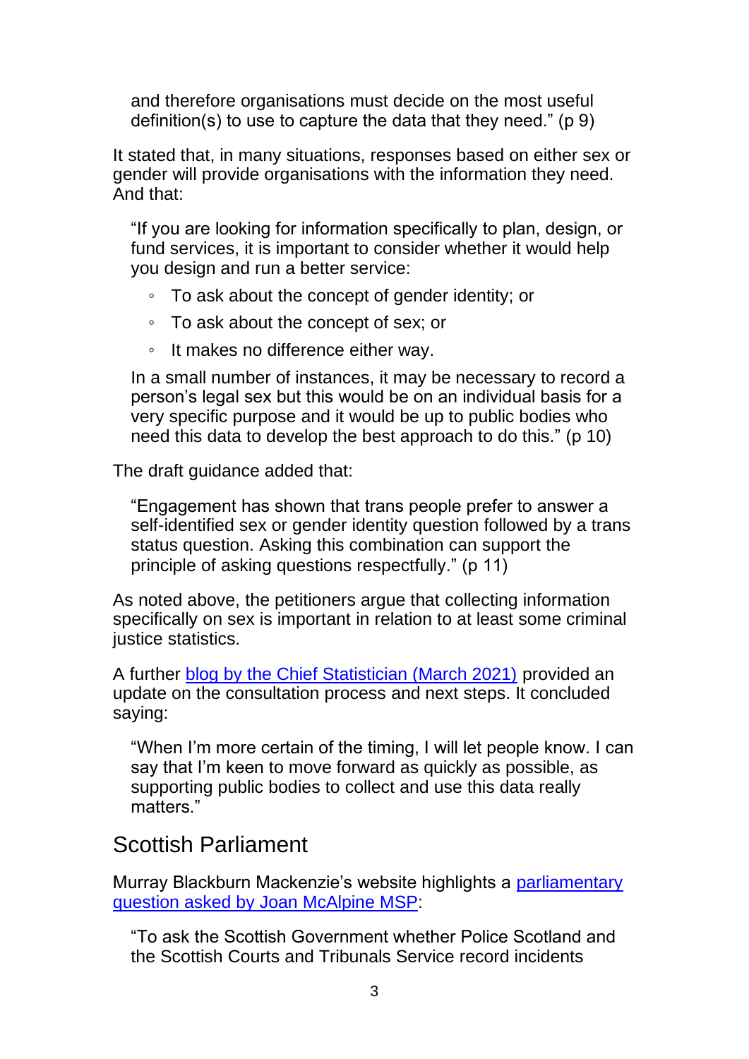> and therefore organisations must decide on the most useful definition(s) to use to capture the data that they need." (p 9)

It stated that, in many situations, responses based on either sex or gender will provide organisations with the information they need. And that:

> "If you are looking for information specifically to plan, design, or fund services, it is important to consider whether it would help you design and run a better service:
>
> - To ask about the concept of gender identity; or
> - To ask about the concept of sex; or
> - It makes no difference either way.
>
> In a small number of instances, it may be necessary to record a person's legal sex but this would be on an individual basis for a very specific purpose and it would be up to public bodies who need this data to develop the best approach to do this." (p 10)

The draft guidance added that:

> "Engagement has shown that trans people prefer to answer a self-identified sex or gender identity question followed by a trans status question. Asking this combination can support the principle of asking questions respectfully." (p 11)

As noted above, the petitioners argue that collecting information specifically on sex is important in relation to at least some criminal justice statistics.

A further blog by the Chief Statistician (March 2021) provided an update on the consultation process and next steps. It concluded saying:

> "When I'm more certain of the timing, I will let people know. I can say that I'm keen to move forward as quickly as possible, as supporting public bodies to collect and use this data really matters."

## Scottish Parliament

Murray Blackburn Mackenzie's website highlights a parliamentary question asked by Joan McAlpine MSP:

> "To ask the Scottish Government whether Police Scotland and the Scottish Courts and Tribunals Service record incidents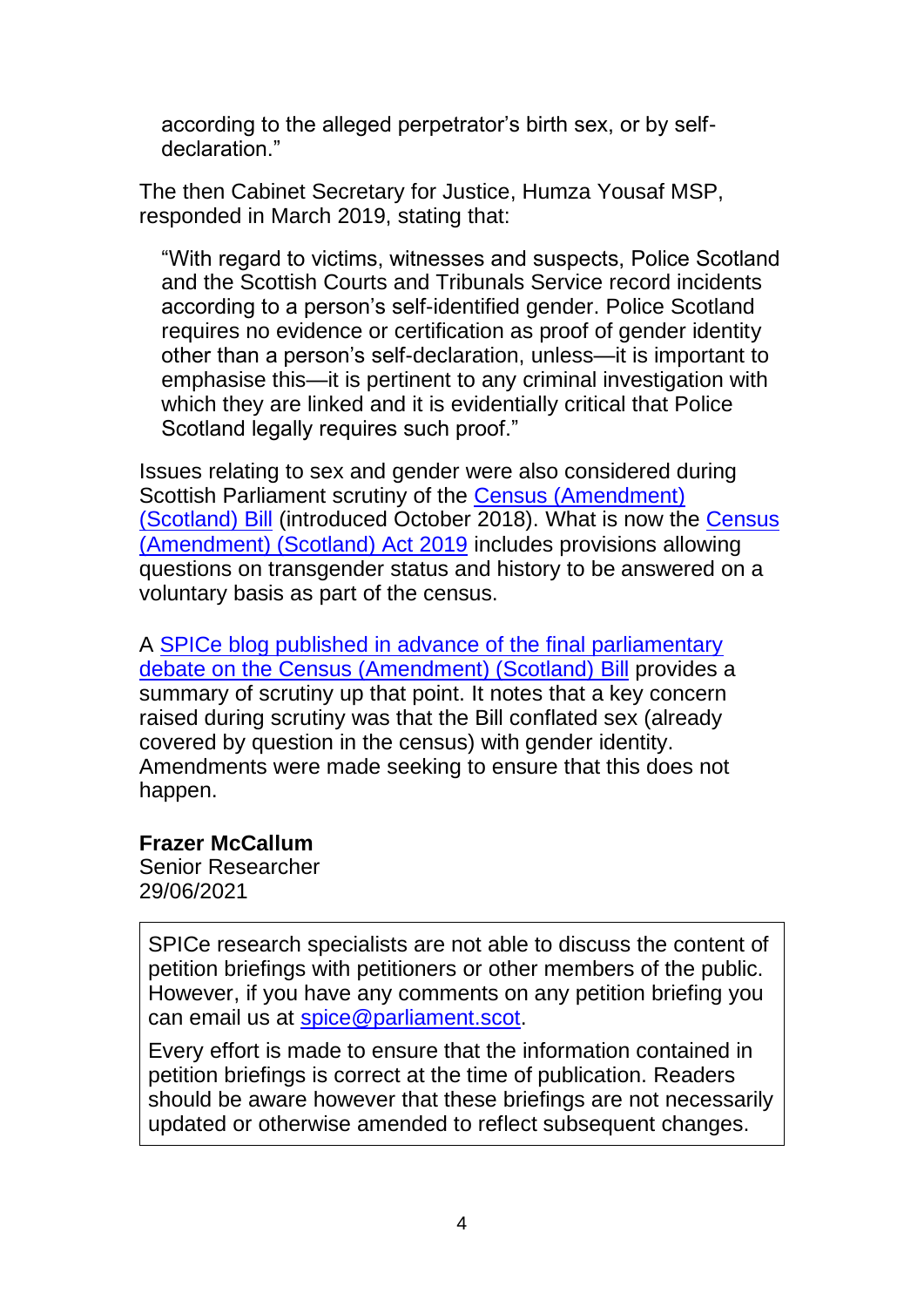> according to the alleged perpetrator's birth sex, or by self-declaration."

The then Cabinet Secretary for Justice, Humza Yousaf MSP, responded in March 2019, stating that:

> "With regard to victims, witnesses and suspects, Police Scotland and the Scottish Courts and Tribunals Service record incidents according to a person's self-identified gender. Police Scotland requires no evidence or certification as proof of gender identity other than a person's self-declaration, unless—it is important to emphasise this—it is pertinent to any criminal investigation with which they are linked and it is evidentially critical that Police Scotland legally requires such proof."

Issues relating to sex and gender were also considered during Scottish Parliament scrutiny of the Census (Amendment) (Scotland) Bill (introduced October 2018). What is now the Census (Amendment) (Scotland) Act 2019 includes provisions allowing questions on transgender status and history to be answered on a voluntary basis as part of the census.

A SPICe blog published in advance of the final parliamentary debate on the Census (Amendment) (Scotland) Bill provides a summary of scrutiny up that point. It notes that a key concern raised during scrutiny was that the Bill conflated sex (already covered by question in the census) with gender identity. Amendments were made seeking to ensure that this does not happen.

**Frazer McCallum**
Senior Researcher
29/06/2021

> SPICe research specialists are not able to discuss the content of petition briefings with petitioners or other members of the public. However, if you have any comments on any petition briefing you can email us at spice@parliament.scot.
>
> Every effort is made to ensure that the information contained in petition briefings is correct at the time of publication. Readers should be aware however that these briefings are not necessarily updated or otherwise amended to reflect subsequent changes.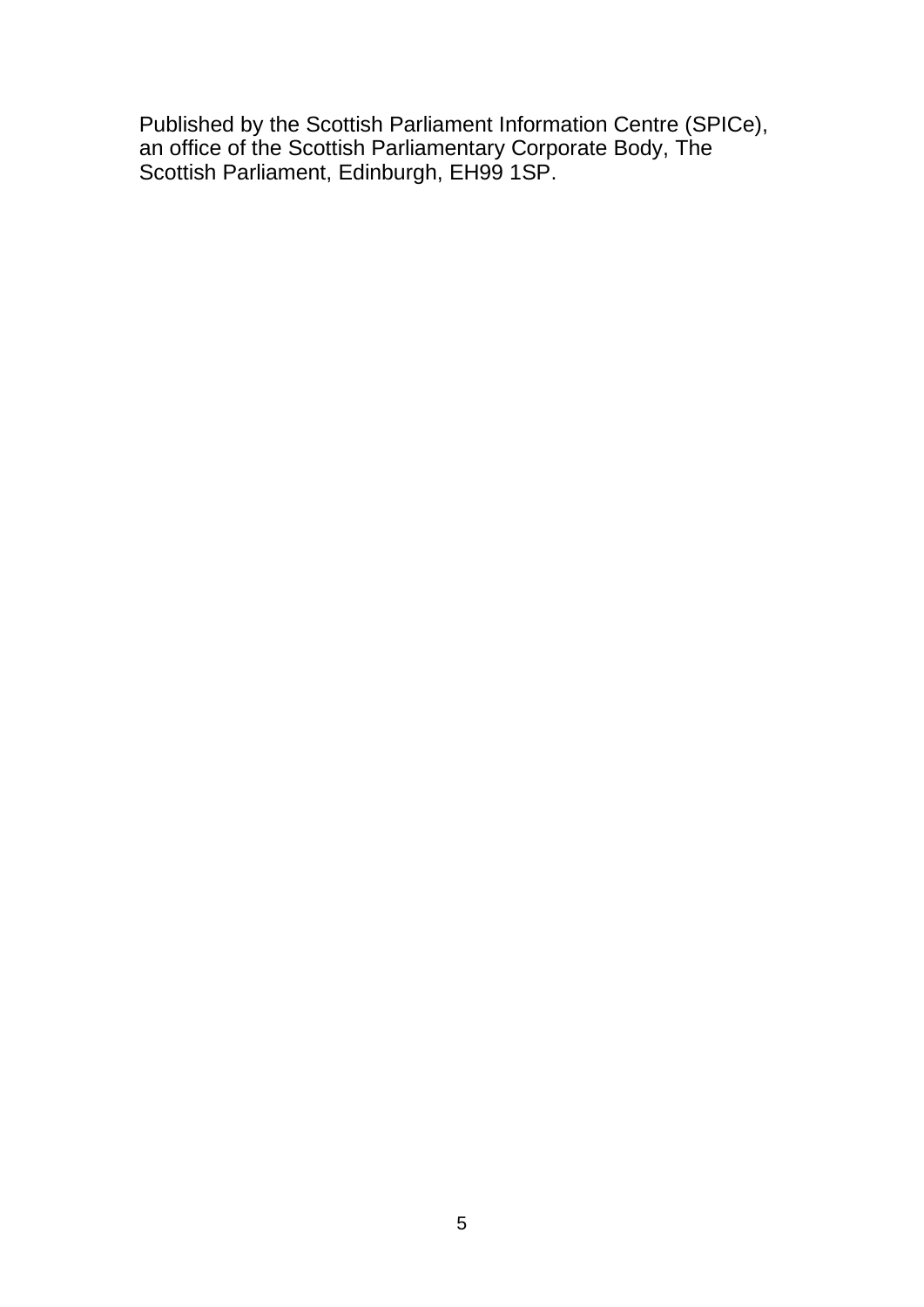Published by the Scottish Parliament Information Centre (SPICe), an office of the Scottish Parliamentary Corporate Body, The Scottish Parliament, Edinburgh, EH99 1SP.